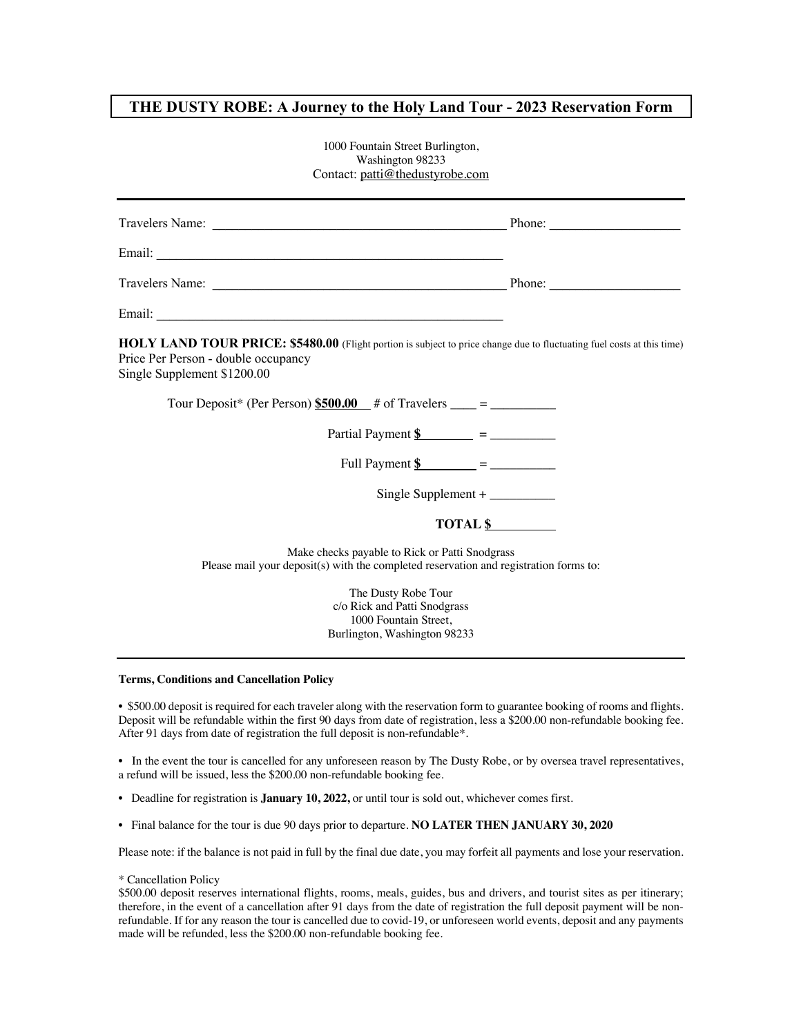# THE DUSTY ROBE: A Journey to the Holy Land Tour - 2023 Reservation Form

1000 Fountain Street Burlington,
Washington 98233
Contact: patti@thedustyrobe.com

---

Travelers Name: ____________________________________________ Phone: ____________________

Email: ____________________________________________________

Travelers Name: ____________________________________________ Phone: ____________________

Email: ____________________________________________________

**HOLY LAND TOUR PRICE: $5480.00** (Flight portion is subject to price change due to fluctuating fuel costs at this time)
Price Per Person - double occupancy
Single Supplement $1200.00

Tour Deposit* (Per Person) **$500.00** # of Travelers ____ = __________

Partial Payment $________ = __________

Full Payment $________ = __________

Single Supplement + __________

**TOTAL $__________**

Make checks payable to Rick or Patti Snodgrass
Please mail your deposit(s) with the completed reservation and registration forms to:

The Dusty Robe Tour
c/o Rick and Patti Snodgrass
1000 Fountain Street,
Burlington, Washington 98233

---

**Terms, Conditions and Cancellation Policy**

- $500.00 deposit is required for each traveler along with the reservation form to guarantee booking of rooms and flights. Deposit will be refundable within the first 90 days from date of registration, less a $200.00 non-refundable booking fee. After 91 days from date of registration the full deposit is non-refundable*.

- In the event the tour is cancelled for any unforeseen reason by The Dusty Robe, or by oversea travel representatives, a refund will be issued, less the $200.00 non-refundable booking fee.

- Deadline for registration is **January 10, 2022,** or until tour is sold out, whichever comes first.

- Final balance for the tour is due 90 days prior to departure. **NO LATER THEN JANUARY 30, 2020**

Please note: if the balance is not paid in full by the final due date, you may forfeit all payments and lose your reservation.

\* Cancellation Policy
$500.00 deposit reserves international flights, rooms, meals, guides, bus and drivers, and tourist sites as per itinerary; therefore, in the event of a cancellation after 91 days from the date of registration the full deposit payment will be non-refundable. If for any reason the tour is cancelled due to covid-19, or unforeseen world events, deposit and any payments made will be refunded, less the $200.00 non-refundable booking fee.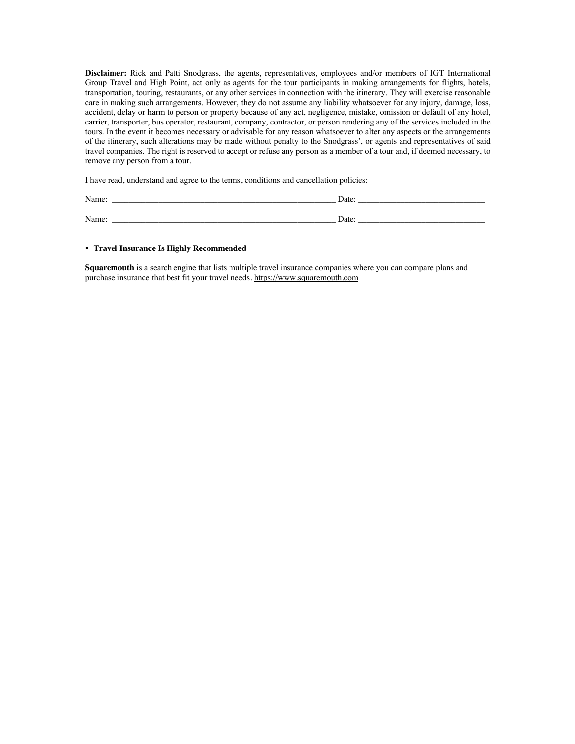**Disclaimer:** Rick and Patti Snodgrass, the agents, representatives, employees and/or members of IGT International Group Travel and High Point, act only as agents for the tour participants in making arrangements for flights, hotels, transportation, touring, restaurants, or any other services in connection with the itinerary. They will exercise reasonable care in making such arrangements. However, they do not assume any liability whatsoever for any injury, damage, loss, accident, delay or harm to person or property because of any act, negligence, mistake, omission or default of any hotel, carrier, transporter, bus operator, restaurant, company, contractor, or person rendering any of the services included in the tours. In the event it becomes necessary or advisable for any reason whatsoever to alter any aspects or the arrangements of the itinerary, such alterations may be made without penalty to the Snodgrass', or agents and representatives of said travel companies. The right is reserved to accept or refuse any person as a member of a tour and, if deemed necessary, to remove any person from a tour.

I have read, understand and agree to the terms, conditions and cancellation policies:

Name: ______________________________________________________ Date: ______________________________

Name: ______________________________________________________ Date: ______________________________

- **Travel Insurance Is Highly Recommended**

**Squaremouth** is a search engine that lists multiple travel insurance companies where you can compare plans and purchase insurance that best fit your travel needs. https://www.squaremouth.com